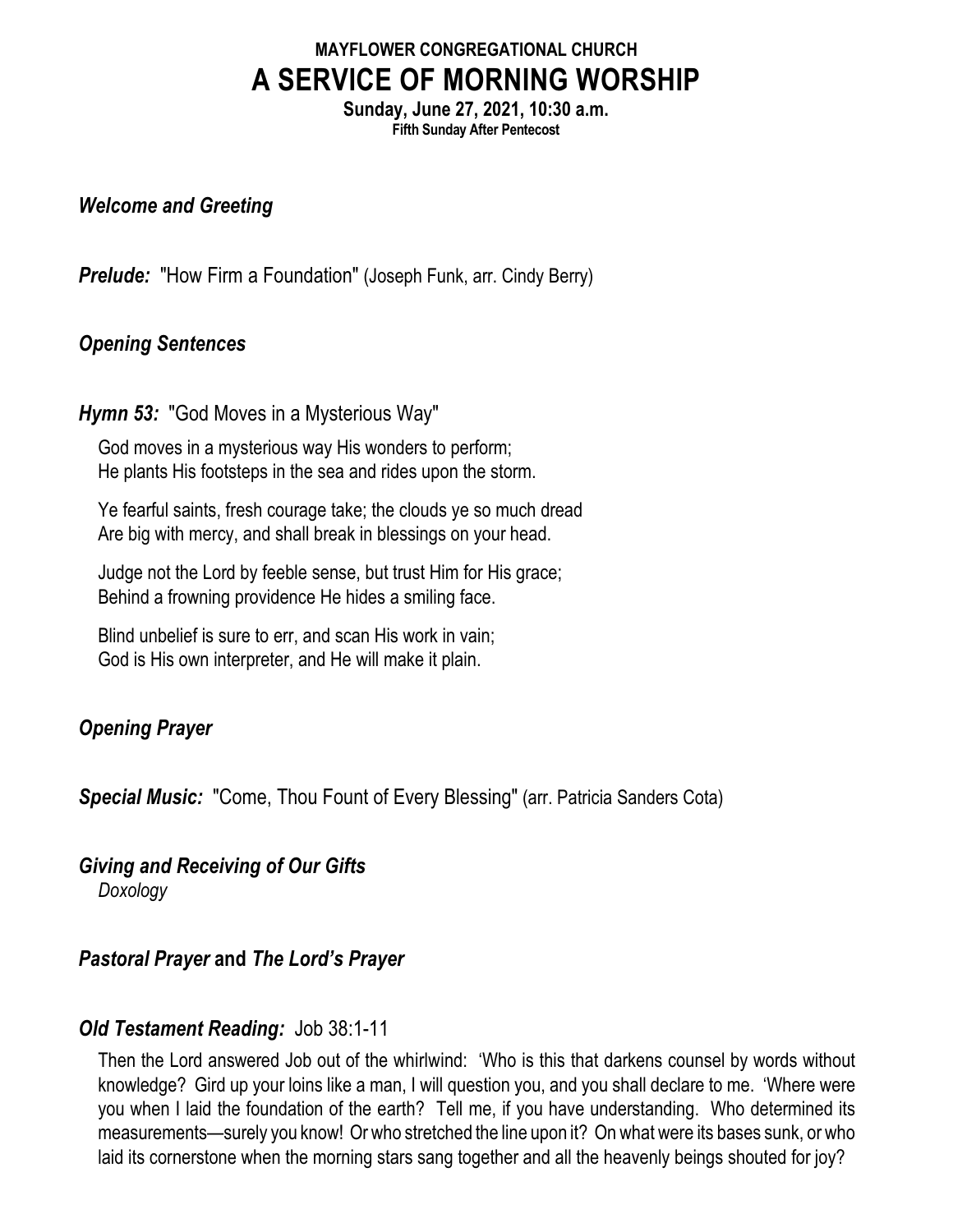**MAYFLOWER CONGREGATIONAL CHURCH**

# A SERVICE OF MORNING WORSHIP

**Sunday, June 27, 2021, 10:30 a.m.**
**Fifth Sunday After Pentecost**

***Welcome and Greeting***

***Prelude:*** "How Firm a Foundation" (Joseph Funk, arr. Cindy Berry)

***Opening Sentences***

***Hymn 53:*** "God Moves in a Mysterious Way"

God moves in a mysterious way His wonders to perform;
He plants His footsteps in the sea and rides upon the storm.

Ye fearful saints, fresh courage take; the clouds ye so much dread
Are big with mercy, and shall break in blessings on your head.

Judge not the Lord by feeble sense, but trust Him for His grace;
Behind a frowning providence He hides a smiling face.

Blind unbelief is sure to err, and scan His work in vain;
God is His own interpreter, and He will make it plain.

***Opening Prayer***

***Special Music:*** "Come, Thou Fount of Every Blessing" (arr. Patricia Sanders Cota)

***Giving and Receiving of Our Gifts***
*Doxology*

***Pastoral Prayer* and *The Lord's Prayer***

***Old Testament Reading:*** Job 38:1-11

Then the Lord answered Job out of the whirlwind: 'Who is this that darkens counsel by words without knowledge? Gird up your loins like a man, I will question you, and you shall declare to me. 'Where were you when I laid the foundation of the earth? Tell me, if you have understanding. Who determined its measurements—surely you know! Or who stretched the line upon it? On what were its bases sunk, or who laid its cornerstone when the morning stars sang together and all the heavenly beings shouted for joy?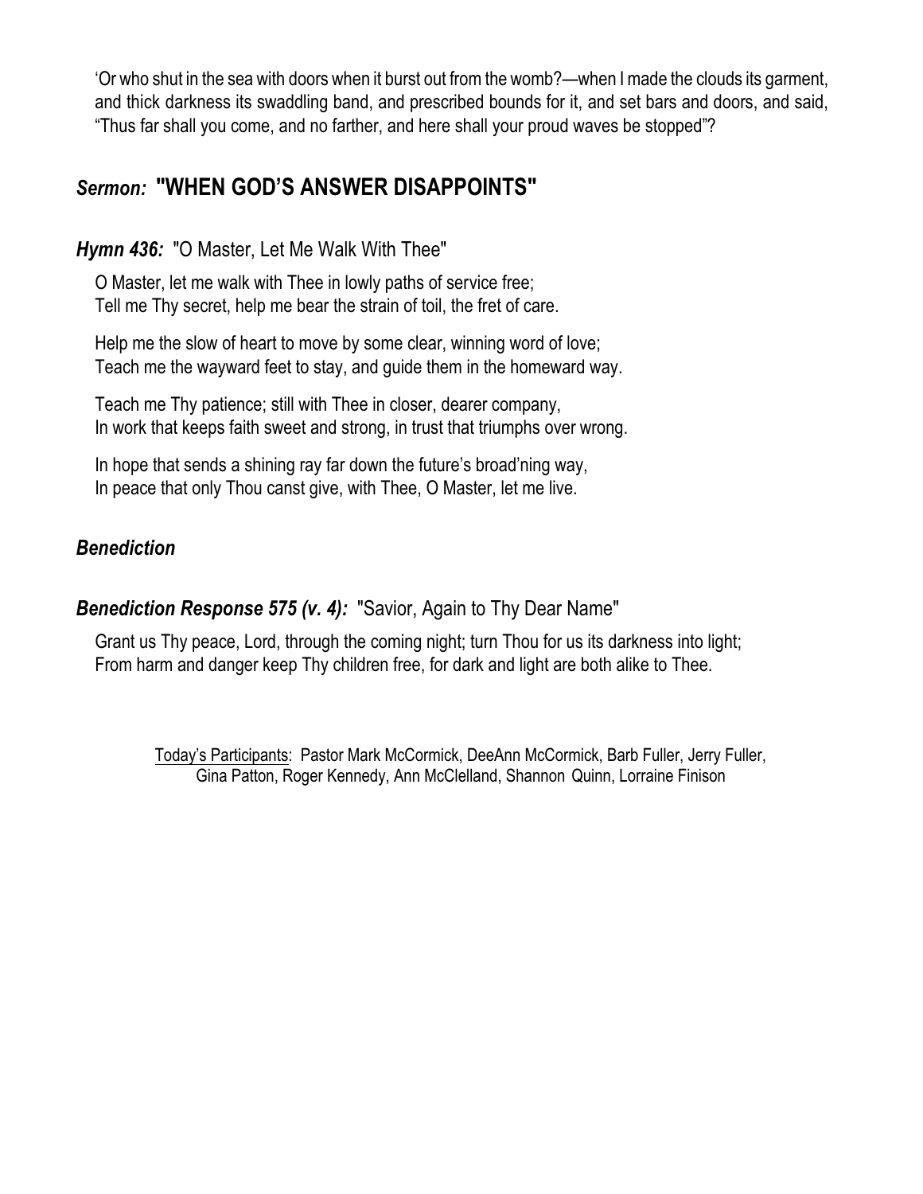‘Or who shut in the sea with doors when it burst out from the womb?—when I made the clouds its garment, and thick darkness its swaddling band, and prescribed bounds for it, and set bars and doors, and said, “Thus far shall you come, and no farther, and here shall your proud waves be stopped”?

## *Sermon:* **"WHEN GOD’S ANSWER DISAPPOINTS"**

***Hymn 436:*** "O Master, Let Me Walk With Thee"

O Master, let me walk with Thee in lowly paths of service free;
Tell me Thy secret, help me bear the strain of toil, the fret of care.

Help me the slow of heart to move by some clear, winning word of love;
Teach me the wayward feet to stay, and guide them in the homeward way.

Teach me Thy patience; still with Thee in closer, dearer company,
In work that keeps faith sweet and strong, in trust that triumphs over wrong.

In hope that sends a shining ray far down the future’s broad’ning way,
In peace that only Thou canst give, with Thee, O Master, let me live.

***Benediction***

***Benediction Response 575 (v. 4):*** "Savior, Again to Thy Dear Name"

Grant us Thy peace, Lord, through the coming night; turn Thou for us its darkness into light;
From harm and danger keep Thy children free, for dark and light are both alike to Thee.

<u>Today’s Participants</u>: Pastor Mark McCormick, DeeAnn McCormick, Barb Fuller, Jerry Fuller, Gina Patton, Roger Kennedy, Ann McClelland, Shannon Quinn, Lorraine Finison